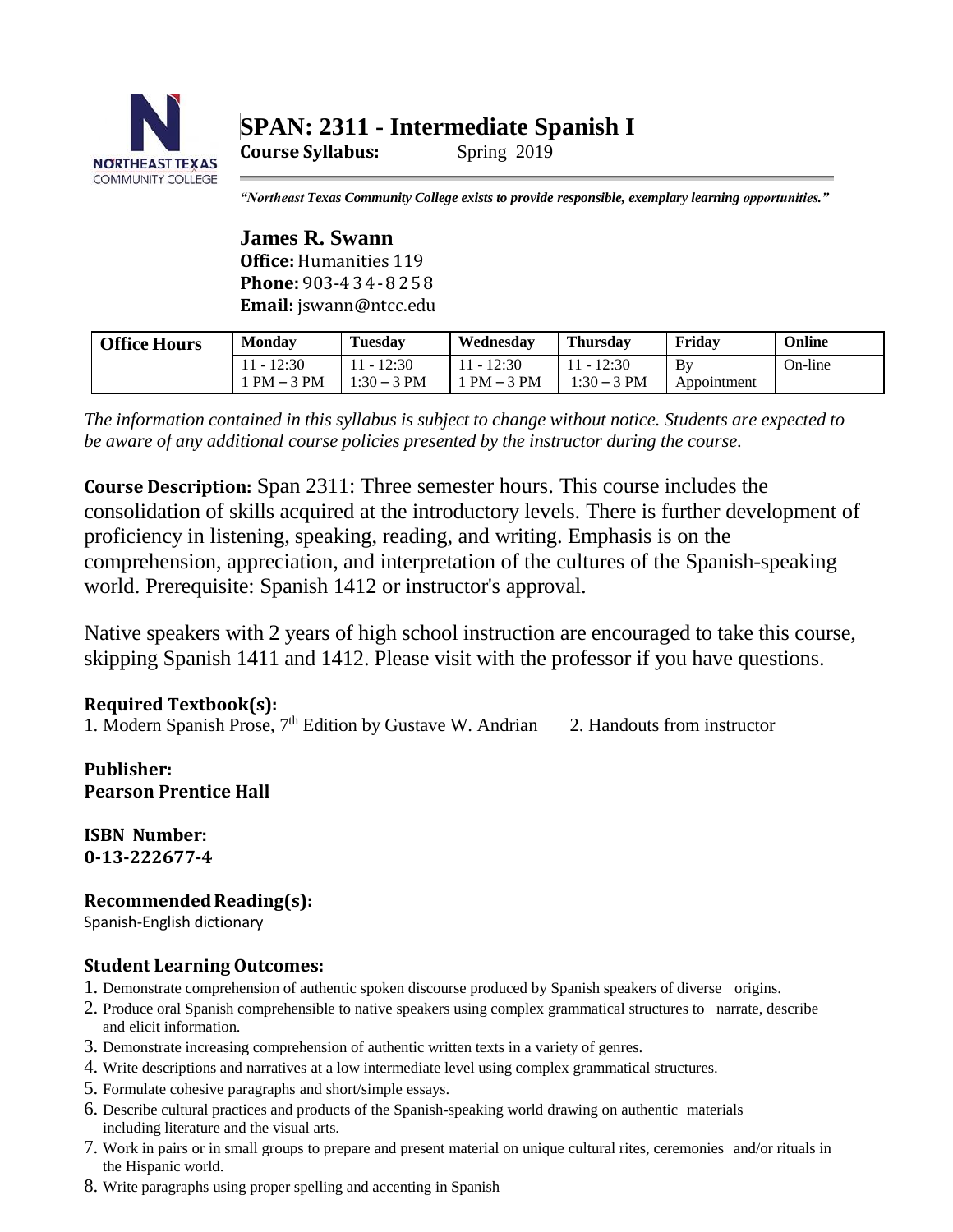# SPAN: 2311 - Intermediate Spanish I

**Course Syllabus:** Spring 2019

*"Northeast Texas Community College exists to provide responsible, exemplary learning opportunities."*

**James R. Swann**
**Office:** Humanities 119
**Phone:** 903-434-8258
**Email:** jswann@ntcc.edu

| Office Hours | Monday | Tuesday | Wednesday | Thursday | Friday | Online |
|---|---|---|---|---|---|---|
| | 11 - 12:30<br>1 PM – 3 PM | 11 - 12:30<br>1:30 – 3 PM | 11 - 12:30<br>1 PM – 3 PM | 11 - 12:30<br>1:30 – 3 PM | By Appointment | On-line |

*The information contained in this syllabus is subject to change without notice. Students are expected to be aware of any additional course policies presented by the instructor during the course.*

**Course Description:** Span 2311: Three semester hours. This course includes the consolidation of skills acquired at the introductory levels. There is further development of proficiency in listening, speaking, reading, and writing. Emphasis is on the comprehension, appreciation, and interpretation of the cultures of the Spanish-speaking world. Prerequisite: Spanish 1412 or instructor's approval.

Native speakers with 2 years of high school instruction are encouraged to take this course, skipping Spanish 1411 and 1412. Please visit with the professor if you have questions.

**Required Textbook(s):**
1. Modern Spanish Prose, 7th Edition by Gustave W. Andrian 2. Handouts from instructor

**Publisher:**
**Pearson Prentice Hall**

**ISBN Number:**
**0-13-222677-4**

**Recommended Reading(s):**
Spanish-English dictionary

**Student Learning Outcomes:**

1. Demonstrate comprehension of authentic spoken discourse produced by Spanish speakers of diverse origins.
2. Produce oral Spanish comprehensible to native speakers using complex grammatical structures to narrate, describe and elicit information.
3. Demonstrate increasing comprehension of authentic written texts in a variety of genres.
4. Write descriptions and narratives at a low intermediate level using complex grammatical structures.
5. Formulate cohesive paragraphs and short/simple essays.
6. Describe cultural practices and products of the Spanish-speaking world drawing on authentic materials including literature and the visual arts.
7. Work in pairs or in small groups to prepare and present material on unique cultural rites, ceremonies and/or rituals in the Hispanic world.
8. Write paragraphs using proper spelling and accenting in Spanish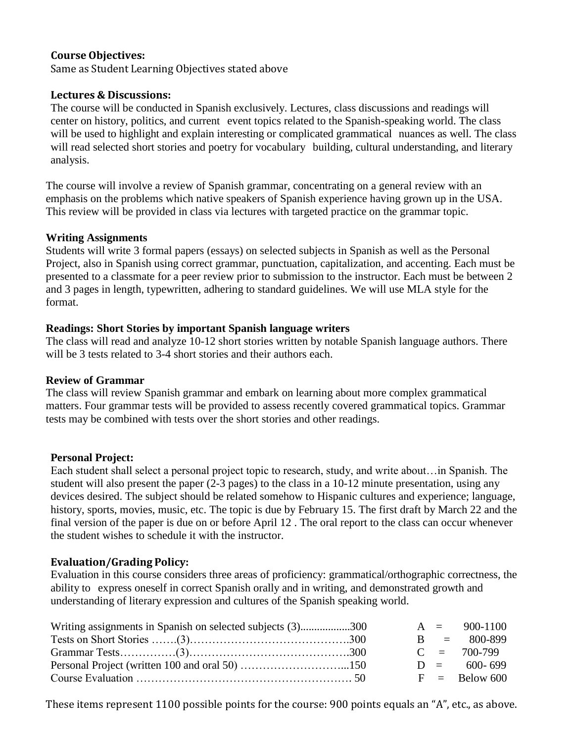**Course Objectives:**
Same as Student Learning Objectives stated above

**Lectures & Discussions:**
The course will be conducted in Spanish exclusively. Lectures, class discussions and readings will center on history, politics, and current event topics related to the Spanish-speaking world. The class will be used to highlight and explain interesting or complicated grammatical nuances as well. The class will read selected short stories and poetry for vocabulary building, cultural understanding, and literary analysis.

The course will involve a review of Spanish grammar, concentrating on a general review with an emphasis on the problems which native speakers of Spanish experience having grown up in the USA. This review will be provided in class via lectures with targeted practice on the grammar topic.

**Writing Assignments**
Students will write 3 formal papers (essays) on selected subjects in Spanish as well as the Personal Project, also in Spanish using correct grammar, punctuation, capitalization, and accenting. Each must be presented to a classmate for a peer review prior to submission to the instructor. Each must be between 2 and 3 pages in length, typewritten, adhering to standard guidelines. We will use MLA style for the format.

**Readings: Short Stories by important Spanish language writers**
The class will read and analyze 10-12 short stories written by notable Spanish language authors. There will be 3 tests related to 3-4 short stories and their authors each.

**Review of Grammar**
The class will review Spanish grammar and embark on learning about more complex grammatical matters. Four grammar tests will be provided to assess recently covered grammatical topics. Grammar tests may be combined with tests over the short stories and other readings.

**Personal Project:**
Each student shall select a personal project topic to research, study, and write about…in Spanish. The student will also present the paper (2-3 pages) to the class in a 10-12 minute presentation, using any devices desired. The subject should be related somehow to Hispanic cultures and experience; language, history, sports, movies, music, etc. The topic is due by February 15. The first draft by March 22 and the final version of the paper is due on or before April 12 . The oral report to the class can occur whenever the student wishes to schedule it with the instructor.

**Evaluation/Grading Policy:**
Evaluation in this course considers three areas of proficiency: grammatical/orthographic correctness, the ability to express oneself in correct Spanish orally and in writing, and demonstrated growth and understanding of literary expression and cultures of the Spanish speaking world.

| Item | Points | Grade | Range |
|---|---|---|---|
| Writing assignments in Spanish on selected subjects (3) | 300 | A = | 900-1100 |
| Tests on Short Stories (3) | 300 | B = | 800-899 |
| Grammar Tests (3) | 300 | C = | 700-799 |
| Personal Project (written 100 and oral 50) | 150 | D = | 600- 699 |
| Course Evaluation | 50 | F = | Below 600 |

These items represent 1100 possible points for the course: 900 points equals an "A", etc., as above.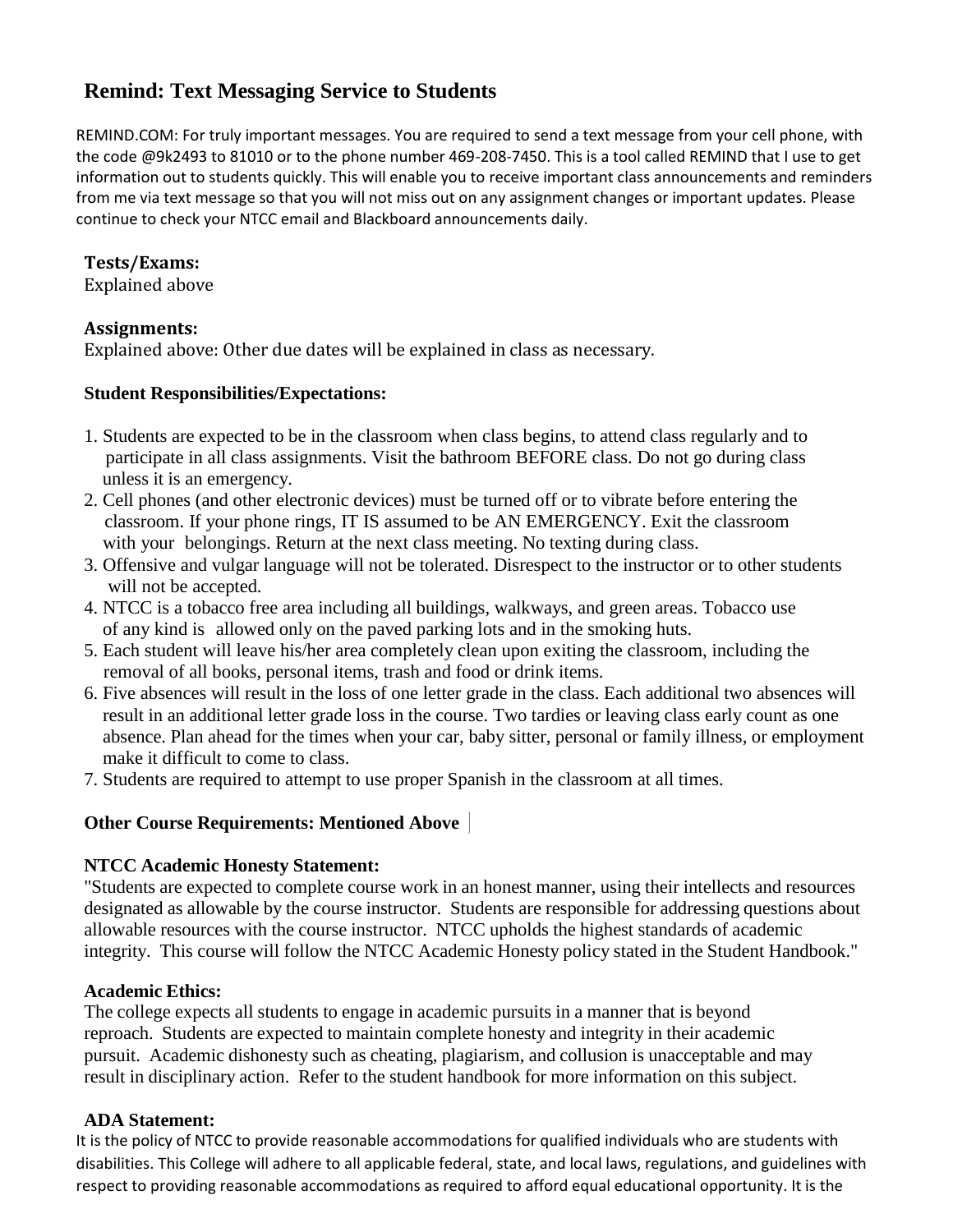## Remind: Text Messaging Service to Students

REMIND.COM: For truly important messages. You are required to send a text message from your cell phone, with the code @9k2493 to 81010 or to the phone number 469-208-7450. This is a tool called REMIND that I use to get information out to students quickly. This will enable you to receive important class announcements and reminders from me via text message so that you will not miss out on any assignment changes or important updates. Please continue to check your NTCC email and Blackboard announcements daily.

**Tests/Exams:**
Explained above

**Assignments:**
Explained above: Other due dates will be explained in class as necessary.

**Student Responsibilities/Expectations:**

1. Students are expected to be in the classroom when class begins, to attend class regularly and to participate in all class assignments. Visit the bathroom BEFORE class. Do not go during class unless it is an emergency.
2. Cell phones (and other electronic devices) must be turned off or to vibrate before entering the classroom. If your phone rings, IT IS assumed to be AN EMERGENCY. Exit the classroom with your belongings. Return at the next class meeting. No texting during class.
3. Offensive and vulgar language will not be tolerated. Disrespect to the instructor or to other students will not be accepted.
4. NTCC is a tobacco free area including all buildings, walkways, and green areas. Tobacco use of any kind is allowed only on the paved parking lots and in the smoking huts.
5. Each student will leave his/her area completely clean upon exiting the classroom, including the removal of all books, personal items, trash and food or drink items.
6. Five absences will result in the loss of one letter grade in the class. Each additional two absences will result in an additional letter grade loss in the course. Two tardies or leaving class early count as one absence. Plan ahead for the times when your car, baby sitter, personal or family illness, or employment make it difficult to come to class.
7. Students are required to attempt to use proper Spanish in the classroom at all times.

**Other Course Requirements: Mentioned Above**

**NTCC Academic Honesty Statement:**
"Students are expected to complete course work in an honest manner, using their intellects and resources designated as allowable by the course instructor. Students are responsible for addressing questions about allowable resources with the course instructor. NTCC upholds the highest standards of academic integrity. This course will follow the NTCC Academic Honesty policy stated in the Student Handbook."

**Academic Ethics:**
The college expects all students to engage in academic pursuits in a manner that is beyond reproach. Students are expected to maintain complete honesty and integrity in their academic pursuit. Academic dishonesty such as cheating, plagiarism, and collusion is unacceptable and may result in disciplinary action. Refer to the student handbook for more information on this subject.

**ADA Statement:**
It is the policy of NTCC to provide reasonable accommodations for qualified individuals who are students with disabilities. This College will adhere to all applicable federal, state, and local laws, regulations, and guidelines with respect to providing reasonable accommodations as required to afford equal educational opportunity. It is the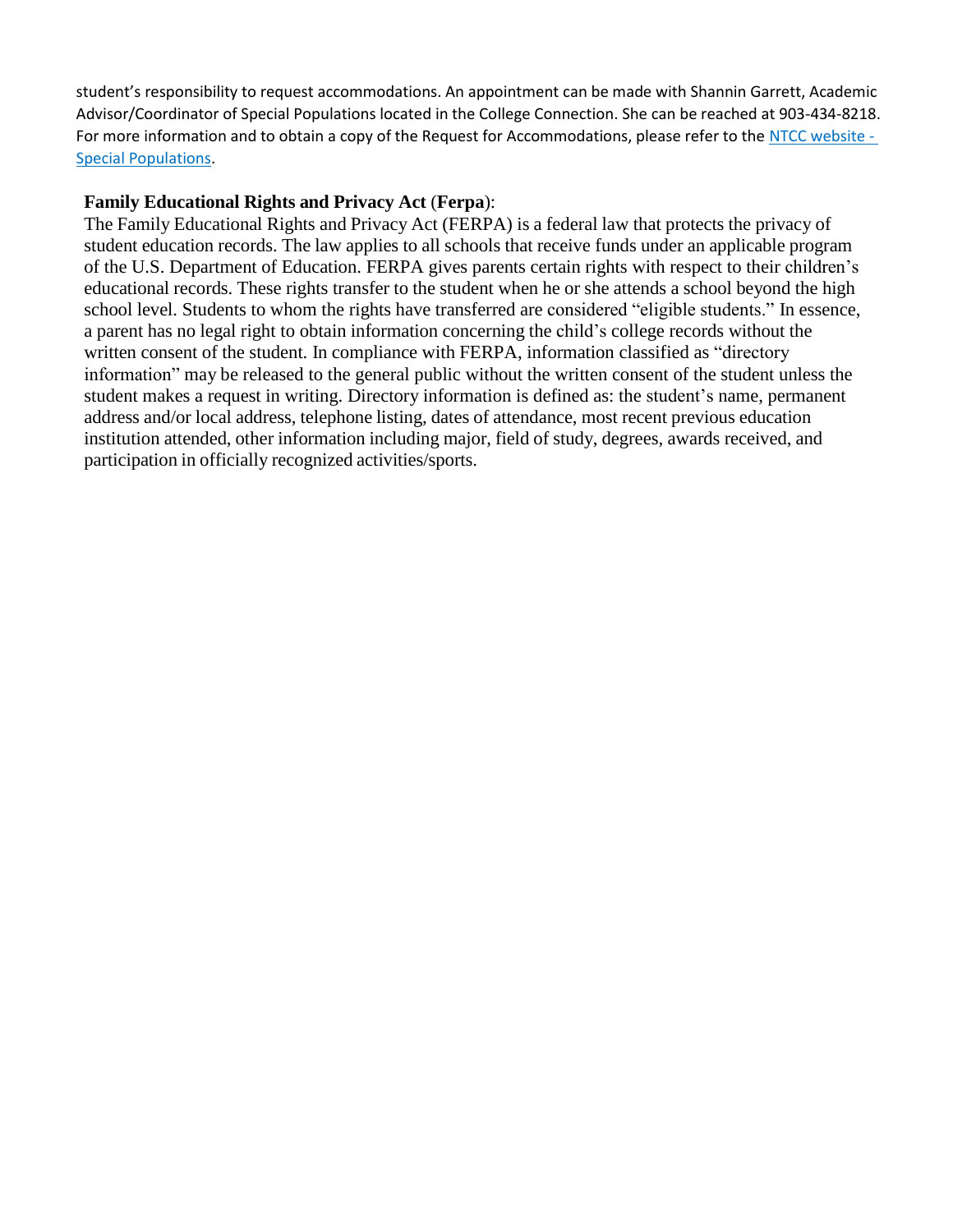student's responsibility to request accommodations. An appointment can be made with Shannin Garrett, Academic Advisor/Coordinator of Special Populations located in the College Connection. She can be reached at 903-434-8218. For more information and to obtain a copy of the Request for Accommodations, please refer to the [NTCC website - Special Populations](NTCC website - Special Populations).

**Family Educational Rights and Privacy Act** (**Ferpa**):

The Family Educational Rights and Privacy Act (FERPA) is a federal law that protects the privacy of student education records. The law applies to all schools that receive funds under an applicable program of the U.S. Department of Education. FERPA gives parents certain rights with respect to their children's educational records. These rights transfer to the student when he or she attends a school beyond the high school level. Students to whom the rights have transferred are considered "eligible students." In essence, a parent has no legal right to obtain information concerning the child's college records without the written consent of the student. In compliance with FERPA, information classified as "directory information" may be released to the general public without the written consent of the student unless the student makes a request in writing. Directory information is defined as: the student's name, permanent address and/or local address, telephone listing, dates of attendance, most recent previous education institution attended, other information including major, field of study, degrees, awards received, and participation in officially recognized activities/sports.